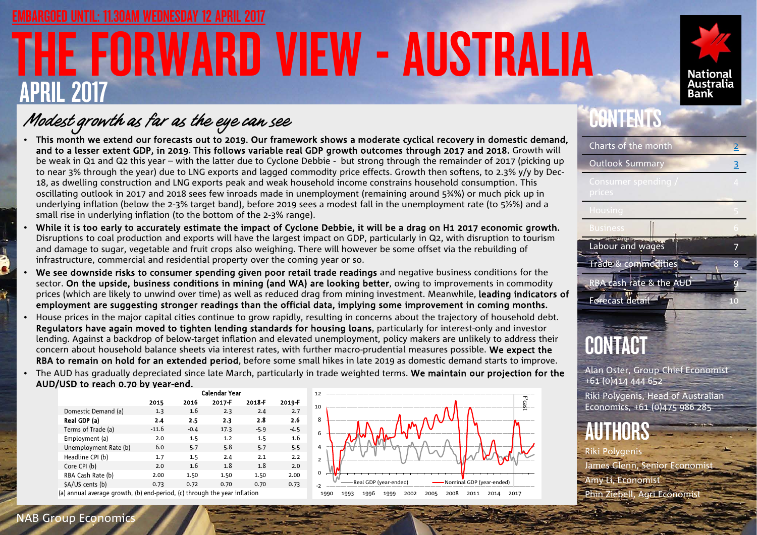EMBARGOED UNTIL: 11.30AM WEDNESDAY 12 APRIL 2017

# THE FORWARD VIEW - AUSTRALIA

## APRIL 2017

## *Modest growth as far as the eye can see*

- **This month we extend our forecasts out to 2019. Our framework shows a moderate cyclical recovery in domestic demand, and to a lesser extent GDP, in 2019. This follows variable real GDP growth outcomes through 2017 and 2018.** Growth will be weak in Q1 and Q2 this year – with the latter due to Cyclone Debbie - but strong through the remainder of 2017 (picking up to near 3% through the year) due to LNG exports and lagged commodity price effects. Growth then softens, to 2.3% y/y by Dec-18, as dwelling construction and LNG exports peak and weak household income constrains household consumption. This oscillating outlook in 2017 and 2018 sees few inroads made in unemployment (remaining around 5¾%) or much pick up in underlying inflation (below the 2-3% target band), before 2019 sees a modest fall in the unemployment rate (to 5½%) and a small rise in underlying inflation (to the bottom of the 2-3% range).
- **While it is too early to accurately estimate the impact of Cyclone Debbie, it will be a drag on H1 2017 economic growth.** Disruptions to coal production and exports will have the largest impact on GDP, particularly in Q2, with disruption to tourism and damage to sugar, vegetable and fruit crops also weighing. There will however be some offset via the rebuilding of infrastructure, commercial and residential property over the coming year or so.
- **We see downside risks to consumer spending given poor retail trade readings** and negative business conditions for the sector. **On the upside, business conditions in mining (and WA) are looking better**, owing to improvements in commodity prices (which are likely to unwind over time) as well as reduced drag from mining investment. Meanwhile, **leading indicators of employment are suggesting stronger readings than the official data, implying some improvement in coming months.**
- House prices in the major capital cities continue to grow rapidly, resulting in concerns about the trajectory of household debt. **Regulators have again moved to tighten lending standards for housing loans**, particularly for interest-only and investor lending. Against a backdrop of below-target inflation and elevated unemployment, policy makers are unlikely to address their concern about household balance sheets via interest rates, with further macro-prudential measures possible. **We expect the RBA to remain on hold for an extended period**, before some small hikes in late 2019 as domestic demand starts to improve.
- The AUD has gradually depreciated since late March, particularly in trade weighted terms. **We maintain our projection for the AUD/USD to reach 0.70 by year-end.**

| | Calendar Year | | | | |
|---|---|---|---|---|---|
| | 2015 | 2016 | 2017-F | 2018-F | 2019-F |
| Domestic Demand (a) | 1.3 | 1.6 | 2.3 | 2.4 | 2.7 |
| **Real GDP (a)** | **2.4** | **2.5** | **2.3** | **2.8** | **2.6** |
| Terms of Trade (a) | -11.6 | -0.4 | 17.3 | -5.9 | -4.5 |
| Employment (a) | 2.0 | 1.5 | 1.2 | 1.5 | 1.6 |
| Unemployment Rate (b) | 6.0 | 5.7 | 5.8 | 5.7 | 5.5 |
| Headline CPI (b) | 1.7 | 1.5 | 2.4 | 2.1 | 2.2 |
| Core CPI (b) | 2.0 | 1.6 | 1.8 | 1.8 | 2.0 |
| RBA Cash Rate (b) | 2.00 | 1.50 | 1.50 | 1.50 | 2.00 |
| $A/US cents (b) | 0.73 | 0.72 | 0.70 | 0.70 | 0.73 |

(a) annual average growth, (b) end-period, (c) through the year inflation

## CONTENTS

| | |
|---|---|
| Charts of the month | 2 |
| Outlook Summary | 3 |
| Consumer spending / prices | 4 |
| Housing | 5 |
| Business | 6 |
| Labour and wages | 7 |
| Trade & commodities | 8 |
| RBA cash rate & the AUD | 9 |
| Forecast detail | 10 |

## CONTACT

Alan Oster, Group Chief Economist +61 (0)414 444 652

Riki Polygenis, Head of Australian Economics, +61 (0)475 986 285

## AUTHORS

Riki Polygenis

James Glenn, Senior Economist

Amy Li, Economist

Phin Ziebell, Agri Economist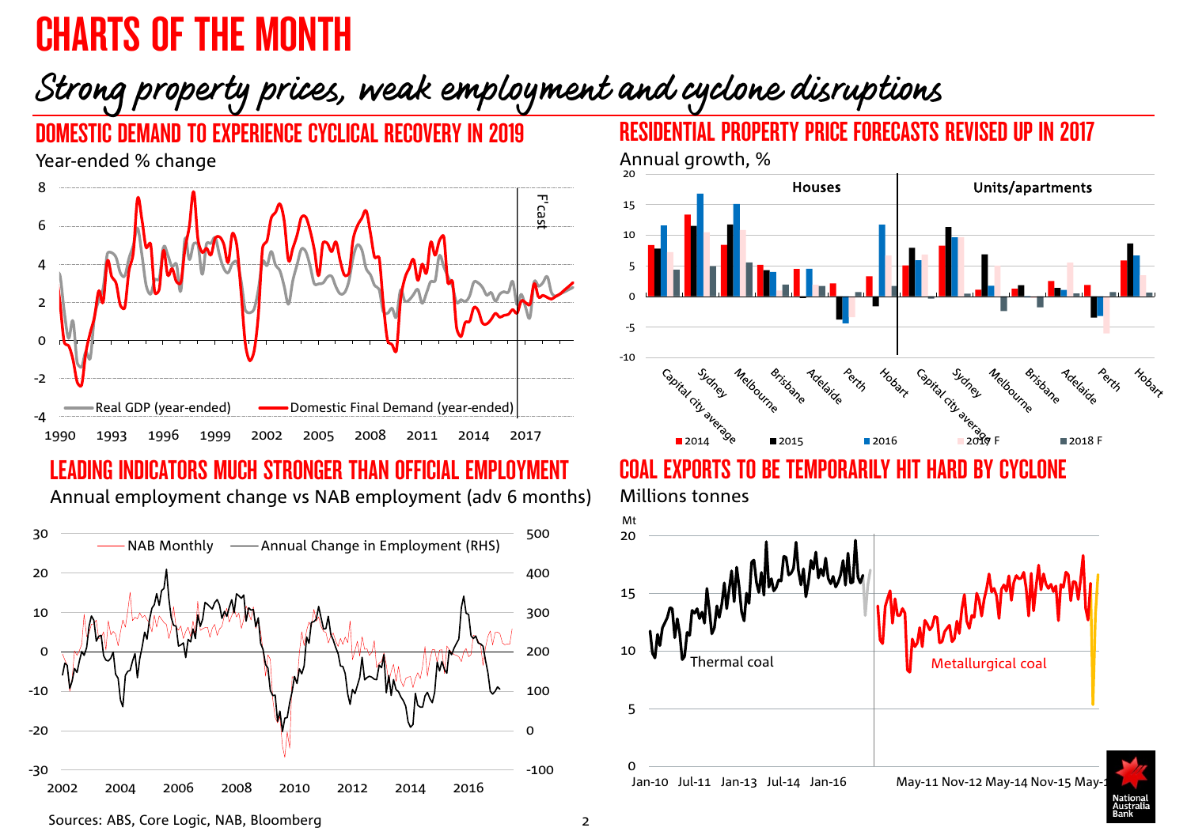# CHARTS OF THE MONTH

## Strong property prices, weak employment and cyclone disruptions

### DOMESTIC DEMAND TO EXPERIENCE CYCLICAL RECOVERY IN 2019

Year-ended % change

8
6
4
2
0
-2
-4

F'cast

Real GDP (year-ended)
Domestic Final Demand (year-ended)

1990 1993 1996 1999 2002 2005 2008 2011 2014 2017

### RESIDENTIAL PROPERTY PRICE FORECASTS REVISED UP IN 2017

Annual growth, %

20
15
10
5
0
-5
-10

Houses

Units/apartments

Capital city average, Sydney, Melbourne, Brisbane, Adelaide, Perth, Hobart, Capital city average, Sydney, Melbourne, Brisbane, Adelaide, Perth, Hobart

2014 2015 2016 2017 F 2018 F

### LEADING INDICATORS MUCH STRONGER THAN OFFICIAL EMPLOYMENT

Annual employment change vs NAB employment (adv 6 months)

30
20
10
0
-10
-20
-30

500
400
300
200
100
0
-100

NAB Monthly
Annual Change in Employment (RHS)

2002 2004 2006 2008 2010 2012 2014 2016

### COAL EXPORTS TO BE TEMPORARILY HIT HARD BY CYCLONE

Millions tonnes

Mt

20
15
10
5
0

Thermal coal

Metallurgical coal

Jan-10 Jul-11 Jan-13 Jul-14 Jan-16

May-11 Nov-12 May-14 Nov-15 May-1

Sources: ABS, Core Logic, NAB, Bloomberg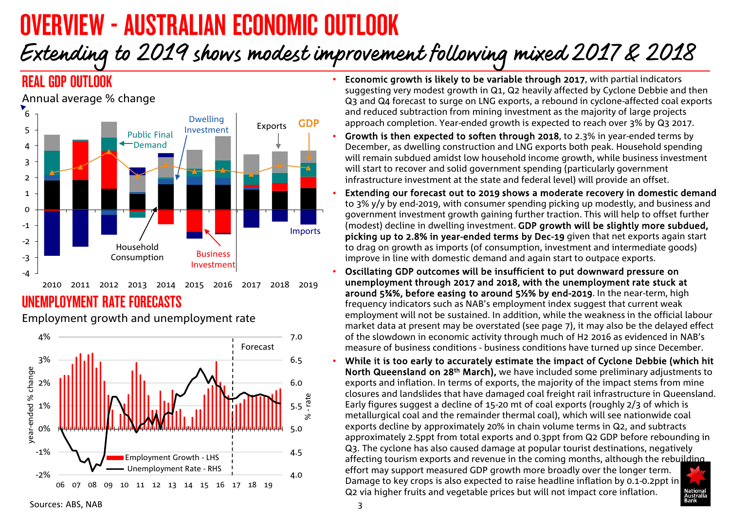# OVERVIEW - AUSTRALIAN ECONOMIC OUTLOOK

## *Extending to 2019 shows modest improvement following mixed 2017 & 2018*

### REAL GDP OUTLOOK

Annual average % change

6
5
4
3
2
1
0
-1
-2
-3
-4

2010 2011 2012 2013 2014 2015 2016 2017 2018 2019

Public Final Demand
Dwelling Investment
Exports
GDP
Household Consumption
Business Investment
Imports

### UNEMPLOYMENT RATE FORECASTS

Employment growth and unemployment rate

4%
3%
2%
1%
0%
-1%
-2%

year-ended % change

7.0
6.5
6.0
5.5
5.0
4.5
4.0

% - rate

06 07 08 09 10 11 12 13 14 15 16 17 18 19

Forecast

Employment Growth - LHS
Unemployment Rate - RHS

Sources: ABS, NAB

- **Economic growth is likely to be variable through 2017**, with partial indicators suggesting very modest growth in Q1, Q2 heavily affected by Cyclone Debbie and then Q3 and Q4 forecast to surge on LNG exports, a rebound in cyclone-affected coal exports and reduced subtraction from mining investment as the majority of large projects approach completion. Year-ended growth is expected to reach over 3% by Q3 2017.
- **Growth is then expected to soften through 2018**, to 2.3% in year-ended terms by December, as dwelling construction and LNG exports both peak. Household spending will remain subdued amidst low household income growth, while business investment will start to recover and solid government spending (particularly government infrastructure investment at the state and federal level) will provide an offset.
- **Extending our forecast out to 2019 shows a moderate recovery in domestic demand** to 3% y/y by end-2019, with consumer spending picking up modestly, and business and government investment growth gaining further traction. This will help to offset further (modest) decline in dwelling investment. **GDP growth will be slightly more subdued, picking up to 2.8% in year-ended terms by Dec-19** given that net exports again start to drag on growth as imports (of consumption, investment and intermediate goods) improve in line with domestic demand and again start to outpace exports.
- **Oscillating GDP outcomes will be insufficient to put downward pressure on unemployment through 2017 and 2018, with the unemployment rate stuck at around 5¾%, before easing to around 5½% by end-2019**. In the near-term, high frequency indicators such as NAB's employment index suggest that current weak employment will not be sustained. In addition, while the weakness in the official labour market data at present may be overstated (see page 7), it may also be the delayed effect of the slowdown in economic activity through much of H2 2016 as evidenced in NAB's measure of business conditions - business conditions have turned up since December.
- **While it is too early to accurately estimate the impact of Cyclone Debbie (which hit North Queensland on 28th March),** we have included some preliminary adjustments to exports and inflation. In terms of exports, the majority of the impact stems from mine closures and landslides that have damaged coal freight rail infrastructure in Queensland. Early figures suggest a decline of 15-20 mt of coal exports (roughly 2/3 of which is metallurgical coal and the remainder thermal coal), which will see nationwide coal exports decline by approximately 20% in chain volume terms in Q2, and subtracts approximately 2.5ppt from total exports and 0.3ppt from Q2 GDP before rebounding in Q3. The cyclone has also caused damage at popular tourist destinations, negatively affecting tourism exports and revenue in the coming months, although the rebuilding effort may support measured GDP growth more broadly over the longer term. Damage to key crops is also expected to raise headline inflation by 0.1-0.2ppt in Q2 via higher fruits and vegetable prices but will not impact core inflation.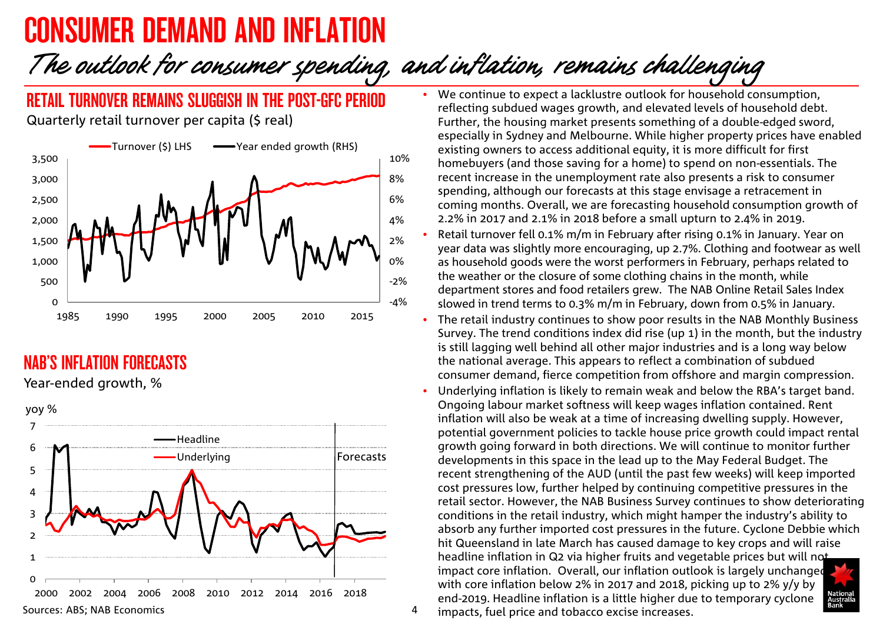# CONSUMER DEMAND AND INFLATION

*The outlook for consumer spending, and inflation, remains challenging*

## RETAIL TURNOVER REMAINS SLUGGISH IN THE POST-GFC PERIOD

Quarterly retail turnover per capita ($ real)

## NAB'S INFLATION FORECASTS

Year-ended growth, %

Sources: ABS; NAB Economics

- We continue to expect a lacklustre outlook for household consumption, reflecting subdued wages growth, and elevated levels of household debt. Further, the housing market presents something of a double-edged sword, especially in Sydney and Melbourne. While higher property prices have enabled existing owners to access additional equity, it is more difficult for first homebuyers (and those saving for a home) to spend on non-essentials. The recent increase in the unemployment rate also presents a risk to consumer spending, although our forecasts at this stage envisage a retracement in coming months. Overall, we are forecasting household consumption growth of 2.2% in 2017 and 2.1% in 2018 before a small upturn to 2.4% in 2019.
- Retail turnover fell 0.1% m/m in February after rising 0.1% in January. Year on year data was slightly more encouraging, up 2.7%. Clothing and footwear as well as household goods were the worst performers in February, perhaps related to the weather or the closure of some clothing chains in the month, while department stores and food retailers grew. The NAB Online Retail Sales Index slowed in trend terms to 0.3% m/m in February, down from 0.5% in January.
- The retail industry continues to show poor results in the NAB Monthly Business Survey. The trend conditions index did rise (up 1) in the month, but the industry is still lagging well behind all other major industries and is a long way below the national average. This appears to reflect a combination of subdued consumer demand, fierce competition from offshore and margin compression.
- Underlying inflation is likely to remain weak and below the RBA's target band. Ongoing labour market softness will keep wages inflation contained. Rent inflation will also be weak at a time of increasing dwelling supply. However, potential government policies to tackle house price growth could impact rental growth going forward in both directions. We will continue to monitor further developments in this space in the lead up to the May Federal Budget. The recent strengthening of the AUD (until the past few weeks) will keep imported cost pressures low, further helped by continuing competitive pressures in the retail sector. However, the NAB Business Survey continues to show deteriorating conditions in the retail industry, which might hamper the industry's ability to absorb any further imported cost pressures in the future. Cyclone Debbie which hit Queensland in late March has caused damage to key crops and will raise headline inflation in Q2 via higher fruits and vegetable prices but will not impact core inflation. Overall, our inflation outlook is largely unchanged with core inflation below 2% in 2017 and 2018, picking up to 2% y/y by end-2019. Headline inflation is a little higher due to temporary cyclone impacts, fuel price and tobacco excise increases.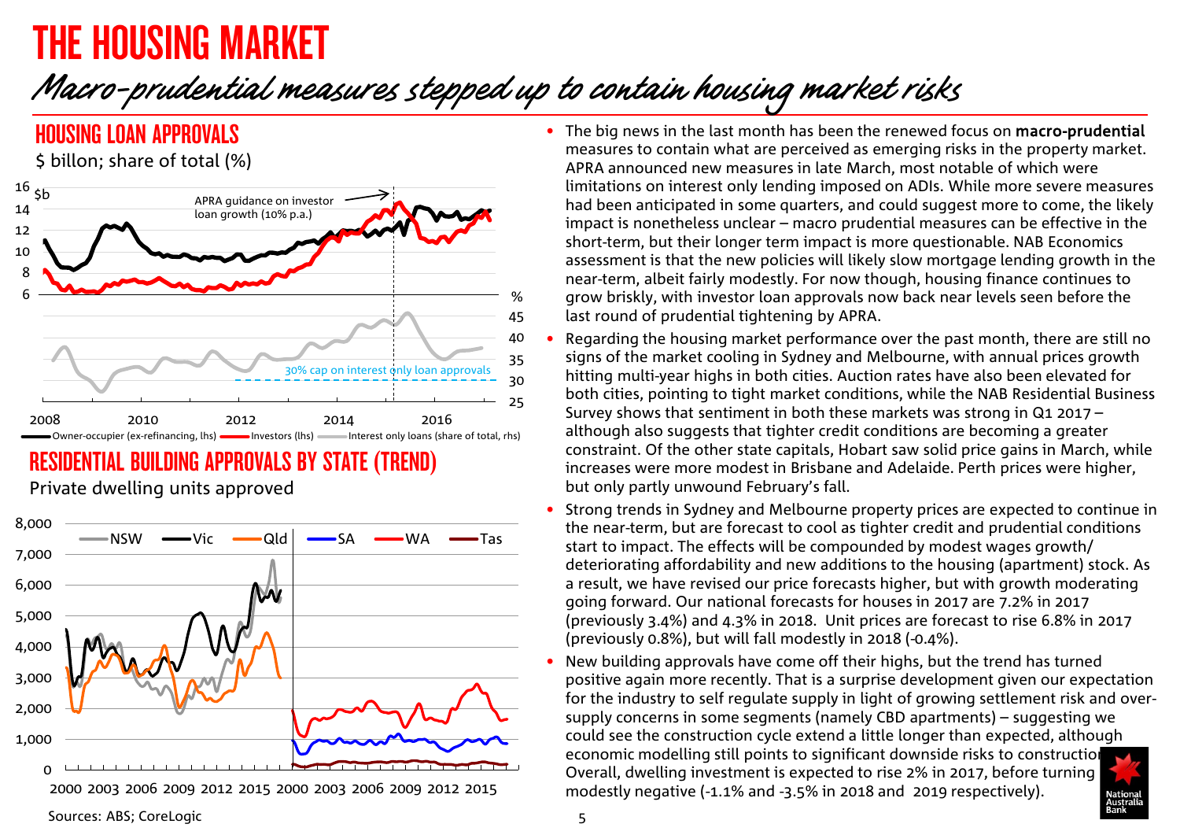# THE HOUSING MARKET

## *Macro-prudential measures stepped up to contain housing market risks*

### HOUSING LOAN APPROVALS

$ billon; share of total (%)

$b
16
14
12
10
8
6

%
45
40
35
30
25

APRA guidance on investor loan growth (10% p.a.)

30% cap on interest only loan approvals

2008 2010 2012 2014 2016

Owner-occupier (ex-refinancing, lhs) Investors (lhs) Interest only loans (share of total, rhs)

### RESIDENTIAL BUILDING APPROVALS BY STATE (TREND)

Private dwelling units approved

8,000
7,000
6,000
5,000
4,000
3,000
2,000
1,000
0

NSW Vic Qld SA WA Tas

2000 2003 2006 2009 2012 2015 2000 2003 2006 2009 2012 2015

Sources: ABS; CoreLogic

- The big news in the last month has been the renewed focus on **macro-prudential** measures to contain what are perceived as emerging risks in the property market. APRA announced new measures in late March, most notable of which were limitations on interest only lending imposed on ADIs. While more severe measures had been anticipated in some quarters, and could suggest more to come, the likely impact is nonetheless unclear – macro prudential measures can be effective in the short-term, but their longer term impact is more questionable. NAB Economics assessment is that the new policies will likely slow mortgage lending growth in the near-term, albeit fairly modestly. For now though, housing finance continues to grow briskly, with investor loan approvals now back near levels seen before the last round of prudential tightening by APRA.
- Regarding the housing market performance over the past month, there are still no signs of the market cooling in Sydney and Melbourne, with annual prices growth hitting multi-year highs in both cities. Auction rates have also been elevated for both cities, pointing to tight market conditions, while the NAB Residential Business Survey shows that sentiment in both these markets was strong in Q1 2017 – although also suggests that tighter credit conditions are becoming a greater constraint. Of the other state capitals, Hobart saw solid price gains in March, while increases were more modest in Brisbane and Adelaide. Perth prices were higher, but only partly unwound February's fall.
- Strong trends in Sydney and Melbourne property prices are expected to continue in the near-term, but are forecast to cool as tighter credit and prudential conditions start to impact. The effects will be compounded by modest wages growth/ deteriorating affordability and new additions to the housing (apartment) stock. As a result, we have revised our price forecasts higher, but with growth moderating going forward. Our national forecasts for houses in 2017 are 7.2% in 2017 (previously 3.4%) and 4.3% in 2018. Unit prices are forecast to rise 6.8% in 2017 (previously 0.8%), but will fall modestly in 2018 (-0.4%).
- New building approvals have come off their highs, but the trend has turned positive again more recently. That is a surprise development given our expectation for the industry to self regulate supply in light of growing settlement risk and over-supply concerns in some segments (namely CBD apartments) – suggesting we could see the construction cycle extend a little longer than expected, although economic modelling still points to significant downside risks to construction. Overall, dwelling investment is expected to rise 2% in 2017, before turning modestly negative (-1.1% and -3.5% in 2018 and 2019 respectively).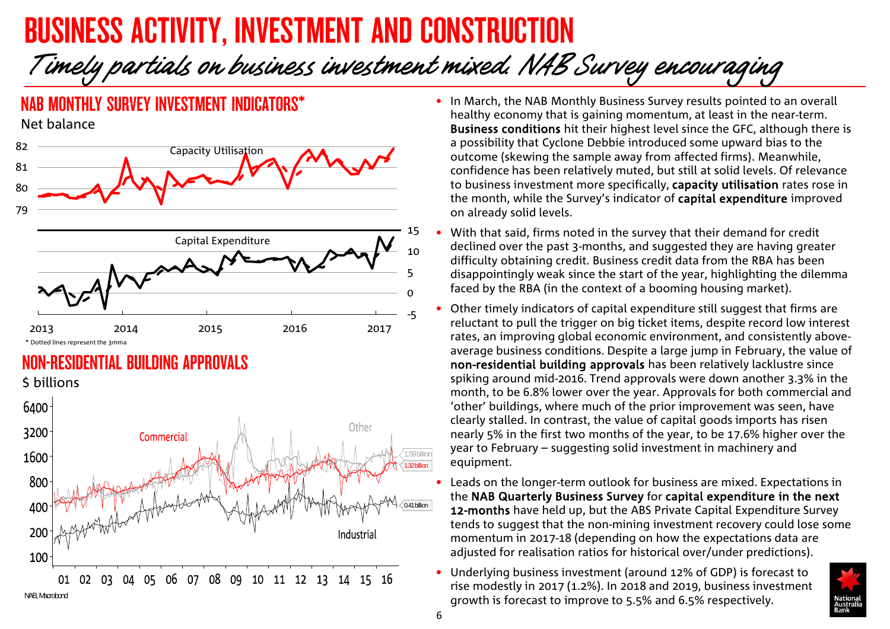# BUSINESS ACTIVITY, INVESTMENT AND CONSTRUCTION

## Timely partials on business investment mixed. NAB Survey encouraging

### NAB MONTHLY SURVEY INVESTMENT INDICATORS*

Net balance

Capacity Utilisation

82
81
80
79

Capital Expenditure

15
10
5
0
-5

2013 2014 2015 2016 2017

\* Dotted lines represent the 3mma

### NON-RESIDENTIAL BUILDING APPROVALS

$ billions

6400
3200
1600
800
400
200
100

Commercial

Other

Industrial

1.59 billion
1.32 billion
0.41 billion

01 02 03 04 05 06 07 08 09 10 11 12 13 14 15 16

NAB, Macrobond

- In March, the NAB Monthly Business Survey results pointed to an overall healthy economy that is gaining momentum, at least in the near-term. **Business conditions** hit their highest level since the GFC, although there is a possibility that Cyclone Debbie introduced some upward bias to the outcome (skewing the sample away from affected firms). Meanwhile, confidence has been relatively muted, but still at solid levels. Of relevance to business investment more specifically, **capacity utilisation** rates rose in the month, while the Survey's indicator of **capital expenditure** improved on already solid levels.
- With that said, firms noted in the survey that their demand for credit declined over the past 3-months, and suggested they are having greater difficulty obtaining credit. Business credit data from the RBA has been disappointingly weak since the start of the year, highlighting the dilemma faced by the RBA (in the context of a booming housing market).
- Other timely indicators of capital expenditure still suggest that firms are reluctant to pull the trigger on big ticket items, despite record low interest rates, an improving global economic environment, and consistently above-average business conditions. Despite a large jump in February, the value of **non-residential building approvals** has been relatively lacklustre since spiking around mid-2016. Trend approvals were down another 3.3% in the month, to be 6.8% lower over the year. Approvals for both commercial and 'other' buildings, where much of the prior improvement was seen, have clearly stalled. In contrast, the value of capital goods imports has risen nearly 5% in the first two months of the year, to be 17.6% higher over the year to February – suggesting solid investment in machinery and equipment.
- Leads on the longer-term outlook for business are mixed. Expectations in the **NAB Quarterly Business Survey** for **capital expenditure in the next 12-months** have held up, but the ABS Private Capital Expenditure Survey tends to suggest that the non-mining investment recovery could lose some momentum in 2017-18 (depending on how the expectations data are adjusted for realisation ratios for historical over/under predictions).
- Underlying business investment (around 12% of GDP) is forecast to rise modestly in 2017 (1.2%). In 2018 and 2019, business investment growth is forecast to improve to 5.5% and 6.5% respectively.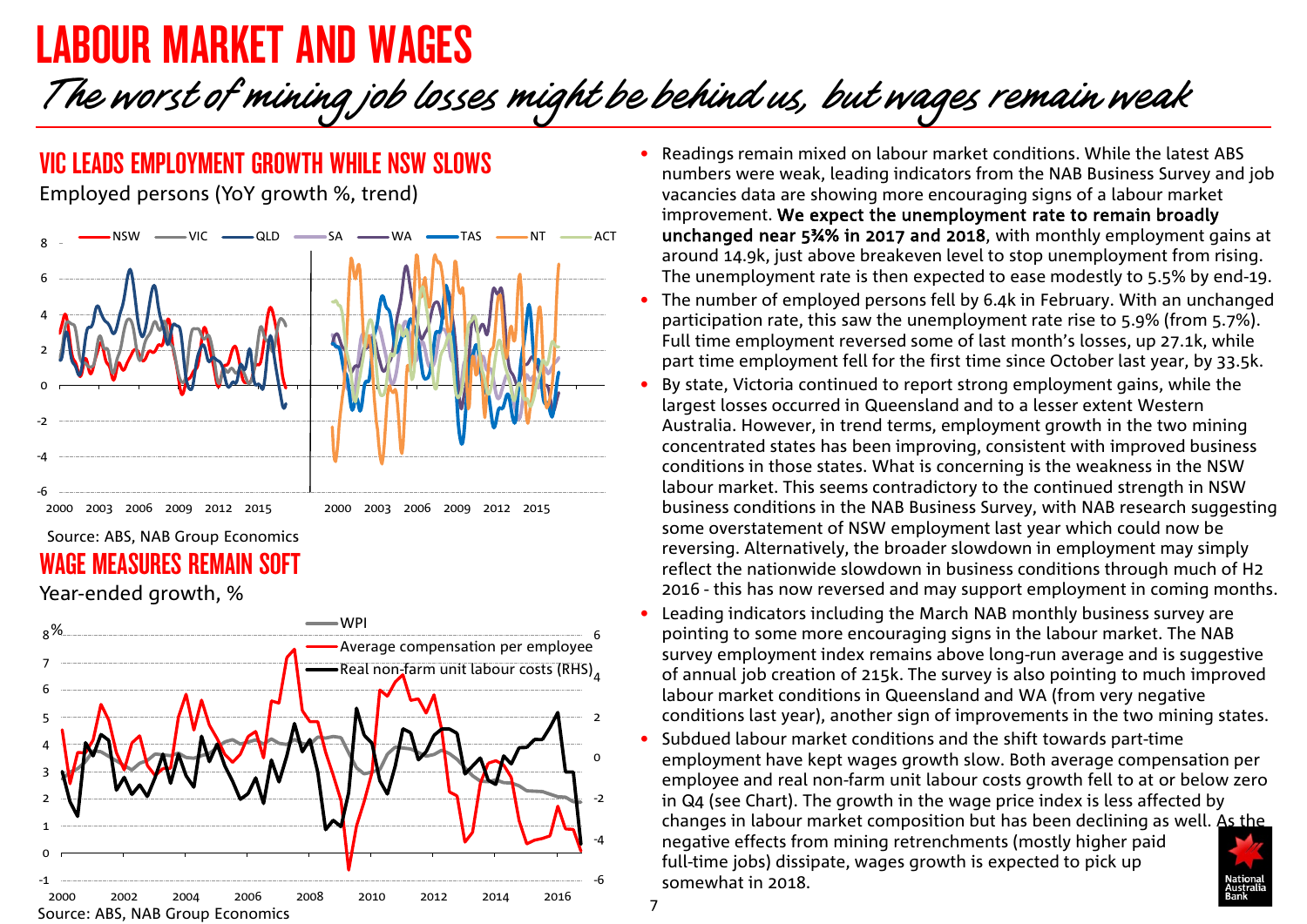# LABOUR MARKET AND WAGES

*The worst of mining job losses might be behind us, but wages remain weak*

## VIC LEADS EMPLOYMENT GROWTH WHILE NSW SLOWS

Employed persons (YoY growth %, trend)

Source: ABS, NAB Group Economics

## WAGE MEASURES REMAIN SOFT

Year-ended growth, %

Source: ABS, NAB Group Economics

- Readings remain mixed on labour market conditions. While the latest ABS numbers were weak, leading indicators from the NAB Business Survey and job vacancies data are showing more encouraging signs of a labour market improvement. **We expect the unemployment rate to remain broadly unchanged near 5¾% in 2017 and 2018**, with monthly employment gains at around 14.9k, just above breakeven level to stop unemployment from rising. The unemployment rate is then expected to ease modestly to 5.5% by end-19.
- The number of employed persons fell by 6.4k in February. With an unchanged participation rate, this saw the unemployment rate rise to 5.9% (from 5.7%). Full time employment reversed some of last month's losses, up 27.1k, while part time employment fell for the first time since October last year, by 33.5k.
- By state, Victoria continued to report strong employment gains, while the largest losses occurred in Queensland and to a lesser extent Western Australia. However, in trend terms, employment growth in the two mining concentrated states has been improving, consistent with improved business conditions in those states. What is concerning is the weakness in the NSW labour market. This seems contradictory to the continued strength in NSW business conditions in the NAB Business Survey, with NAB research suggesting some overstatement of NSW employment last year which could now be reversing. Alternatively, the broader slowdown in employment may simply reflect the nationwide slowdown in business conditions through much of H2 2016 - this has now reversed and may support employment in coming months.
- Leading indicators including the March NAB monthly business survey are pointing to some more encouraging signs in the labour market. The NAB survey employment index remains above long-run average and is suggestive of annual job creation of 215k. The survey is also pointing to much improved labour market conditions in Queensland and WA (from very negative conditions last year), another sign of improvements in the two mining states.
- Subdued labour market conditions and the shift towards part-time employment have kept wages growth slow. Both average compensation per employee and real non-farm unit labour costs growth fell to at or below zero in Q4 (see Chart). The growth in the wage price index is less affected by changes in labour market composition but has been declining as well. As the negative effects from mining retrenchments (mostly higher paid full-time jobs) dissipate, wages growth is expected to pick up somewhat in 2018.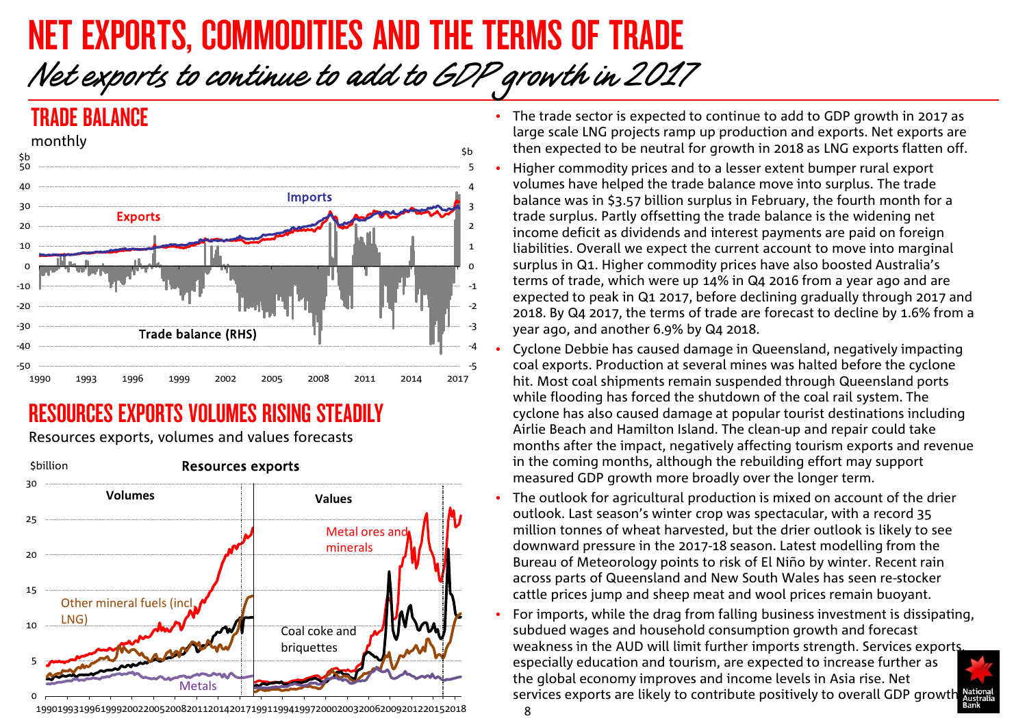# NET EXPORTS, COMMODITIES AND THE TERMS OF TRADE

*Net exports to continue to add to GDP growth in 2017*

## TRADE BALANCE

monthly

$b

50
40
30
20
10
0
-10
-20
-30
-40
-50

$b

5
4
3
2
1
0
-1
-2
-3
-4
-5

Imports

Exports

Trade balance (RHS)

1990 1993 1996 1999 2002 2005 2008 2011 2014 2017

## RESOURCES EXPORTS VOLUMES RISING STEADILY

Resources exports, volumes and values forecasts

$billion

Resources exports

30
25
20
15
10
5
0

Volumes

Values

Metal ores and minerals

Other mineral fuels (incl LNG)

Coal coke and briquettes

Metals

1990 1993 1996 1999 2002 2005 2008 2011 2014 2017 1991 1994 1997 2000 2003 2006 2009 2012 2015 2018

- The trade sector is expected to continue to add to GDP growth in 2017 as large scale LNG projects ramp up production and exports. Net exports are then expected to be neutral for growth in 2018 as LNG exports flatten off.
- Higher commodity prices and to a lesser extent bumper rural export volumes have helped the trade balance move into surplus. The trade balance was in $3.57 billion surplus in February, the fourth month for a trade surplus. Partly offsetting the trade balance is the widening net income deficit as dividends and interest payments are paid on foreign liabilities. Overall we expect the current account to move into marginal surplus in Q1. Higher commodity prices have also boosted Australia's terms of trade, which were up 14% in Q4 2016 from a year ago and are expected to peak in Q1 2017, before declining gradually through 2017 and 2018. By Q4 2017, the terms of trade are forecast to decline by 1.6% from a year ago, and another 6.9% by Q4 2018.
- Cyclone Debbie has caused damage in Queensland, negatively impacting coal exports. Production at several mines was halted before the cyclone hit. Most coal shipments remain suspended through Queensland ports while flooding has forced the shutdown of the coal rail system. The cyclone has also caused damage at popular tourist destinations including Airlie Beach and Hamilton Island. The clean-up and repair could take months after the impact, negatively affecting tourism exports and revenue in the coming months, although the rebuilding effort may support measured GDP growth more broadly over the longer term.
- The outlook for agricultural production is mixed on account of the drier outlook. Last season's winter crop was spectacular, with a record 35 million tonnes of wheat harvested, but the drier outlook is likely to see downward pressure in the 2017-18 season. Latest modelling from the Bureau of Meteorology points to risk of El Niño by winter. Recent rain across parts of Queensland and New South Wales has seen re-stocker cattle prices jump and sheep meat and wool prices remain buoyant.
- For imports, while the drag from falling business investment is dissipating, subdued wages and household consumption growth and forecast weakness in the AUD will limit further imports strength. Services exports, especially education and tourism, are expected to increase further as the global economy improves and income levels in Asia rise. Net services exports are likely to contribute positively to overall GDP growth.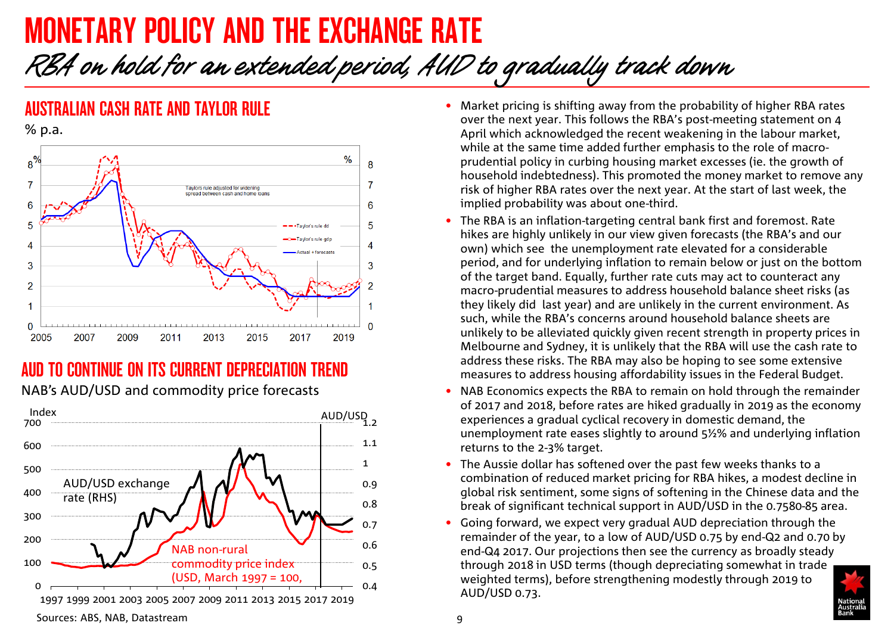# MONETARY POLICY AND THE EXCHANGE RATE

*RBA on hold for an extended period, AUD to gradually track down*

## AUSTRALIAN CASH RATE AND TAYLOR RULE

% p.a.

## AUD TO CONTINUE ON ITS CURRENT DEPRECIATION TREND

NAB's AUD/USD and commodity price forecasts

Sources: ABS, NAB, Datastream

- Market pricing is shifting away from the probability of higher RBA rates over the next year. This follows the RBA's post-meeting statement on 4 April which acknowledged the recent weakening in the labour market, while at the same time added further emphasis to the role of macro-prudential policy in curbing housing market excesses (ie. the growth of household indebtedness). This promoted the money market to remove any risk of higher RBA rates over the next year. At the start of last week, the implied probability was about one-third.
- The RBA is an inflation-targeting central bank first and foremost. Rate hikes are highly unlikely in our view given forecasts (the RBA's and our own) which see the unemployment rate elevated for a considerable period, and for underlying inflation to remain below or just on the bottom of the target band. Equally, further rate cuts may act to counteract any macro-prudential measures to address household balance sheet risks (as they likely did last year) and are unlikely in the current environment. As such, while the RBA's concerns around household balance sheets are unlikely to be alleviated quickly given recent strength in property prices in Melbourne and Sydney, it is unlikely that the RBA will use the cash rate to address these risks. The RBA may also be hoping to see some extensive measures to address housing affordability issues in the Federal Budget.
- NAB Economics expects the RBA to remain on hold through the remainder of 2017 and 2018, before rates are hiked gradually in 2019 as the economy experiences a gradual cyclical recovery in domestic demand, the unemployment rate eases slightly to around 5½% and underlying inflation returns to the 2-3% target.
- The Aussie dollar has softened over the past few weeks thanks to a combination of reduced market pricing for RBA hikes, a modest decline in global risk sentiment, some signs of softening in the Chinese data and the break of significant technical support in AUD/USD in the 0.7580-85 area.
- Going forward, we expect very gradual AUD depreciation through the remainder of the year, to a low of AUD/USD 0.75 by end-Q2 and 0.70 by end-Q4 2017. Our projections then see the currency as broadly steady through 2018 in USD terms (though depreciating somewhat in trade weighted terms), before strengthening modestly through 2019 to AUD/USD 0.73.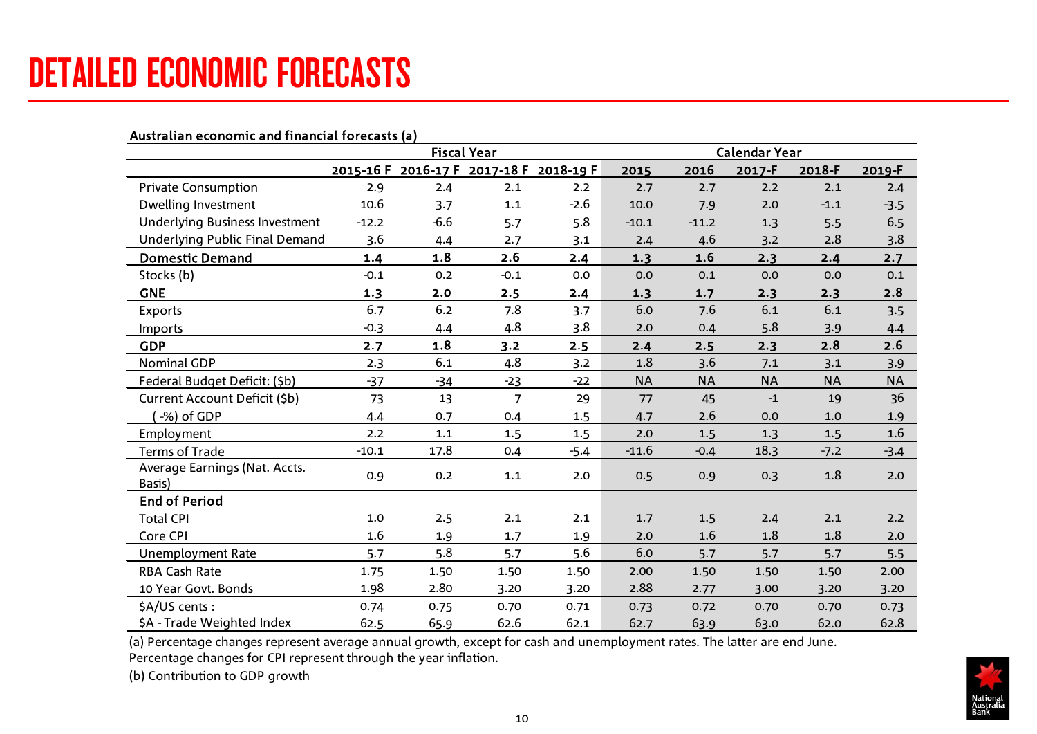# DETAILED ECONOMIC FORECASTS

Australian economic and financial forecasts (a)

| | Fiscal Year | | | | Calendar Year | | | | |
|---|---|---|---|---|---|---|---|---|---|
| | 2015-16 F | 2016-17 F | 2017-18 F | 2018-19 F | 2015 | 2016 | 2017-F | 2018-F | 2019-F |
| Private Consumption | 2.9 | 2.4 | 2.1 | 2.2 | 2.7 | 2.7 | 2.2 | 2.1 | 2.4 |
| Dwelling Investment | 10.6 | 3.7 | 1.1 | -2.6 | 10.0 | 7.9 | 2.0 | -1.1 | -3.5 |
| Underlying Business Investment | -12.2 | -6.6 | 5.7 | 5.8 | -10.1 | -11.2 | 1.3 | 5.5 | 6.5 |
| Underlying Public Final Demand | 3.6 | 4.4 | 2.7 | 3.1 | 2.4 | 4.6 | 3.2 | 2.8 | 3.8 |
| **Domestic Demand** | **1.4** | **1.8** | **2.6** | **2.4** | **1.3** | **1.6** | **2.3** | **2.4** | **2.7** |
| Stocks (b) | -0.1 | 0.2 | -0.1 | 0.0 | 0.0 | 0.1 | 0.0 | 0.0 | 0.1 |
| **GNE** | **1.3** | **2.0** | **2.5** | **2.4** | **1.3** | **1.7** | **2.3** | **2.3** | **2.8** |
| Exports | 6.7 | 6.2 | 7.8 | 3.7 | 6.0 | 7.6 | 6.1 | 6.1 | 3.5 |
| Imports | -0.3 | 4.4 | 4.8 | 3.8 | 2.0 | 0.4 | 5.8 | 3.9 | 4.4 |
| **GDP** | **2.7** | **1.8** | **3.2** | **2.5** | **2.4** | **2.5** | **2.3** | **2.8** | **2.6** |
| Nominal GDP | 2.3 | 6.1 | 4.8 | 3.2 | 1.8 | 3.6 | 7.1 | 3.1 | 3.9 |
| Federal Budget Deficit: ($b) | -37 | -34 | -23 | -22 | NA | NA | NA | NA | NA |
| Current Account Deficit ($b) | 73 | 13 | 7 | 29 | 77 | 45 | -1 | 19 | 36 |
| ( -%) of GDP | 4.4 | 0.7 | 0.4 | 1.5 | 4.7 | 2.6 | 0.0 | 1.0 | 1.9 |
| Employment | 2.2 | 1.1 | 1.5 | 1.5 | 2.0 | 1.5 | 1.3 | 1.5 | 1.6 |
| Terms of Trade | -10.1 | 17.8 | 0.4 | -5.4 | -11.6 | -0.4 | 18.3 | -7.2 | -3.4 |
| Average Earnings (Nat. Accts. Basis) | 0.9 | 0.2 | 1.1 | 2.0 | 0.5 | 0.9 | 0.3 | 1.8 | 2.0 |
| **End of Period** | | | | | | | | | |
| Total CPI | 1.0 | 2.5 | 2.1 | 2.1 | 1.7 | 1.5 | 2.4 | 2.1 | 2.2 |
| Core CPI | 1.6 | 1.9 | 1.7 | 1.9 | 2.0 | 1.6 | 1.8 | 1.8 | 2.0 |
| Unemployment Rate | 5.7 | 5.8 | 5.7 | 5.6 | 6.0 | 5.7 | 5.7 | 5.7 | 5.5 |
| RBA Cash Rate | 1.75 | 1.50 | 1.50 | 1.50 | 2.00 | 1.50 | 1.50 | 1.50 | 2.00 |
| 10 Year Govt. Bonds | 1.98 | 2.80 | 3.20 | 3.20 | 2.88 | 2.77 | 3.00 | 3.20 | 3.20 |
| $A/US cents : | 0.74 | 0.75 | 0.70 | 0.71 | 0.73 | 0.72 | 0.70 | 0.70 | 0.73 |
| $A - Trade Weighted Index | 62.5 | 65.9 | 62.6 | 62.1 | 62.7 | 63.9 | 63.0 | 62.0 | 62.8 |

(a) Percentage changes represent average annual growth, except for cash and unemployment rates. The latter are end June. Percentage changes for CPI represent through the year inflation.

(b) Contribution to GDP growth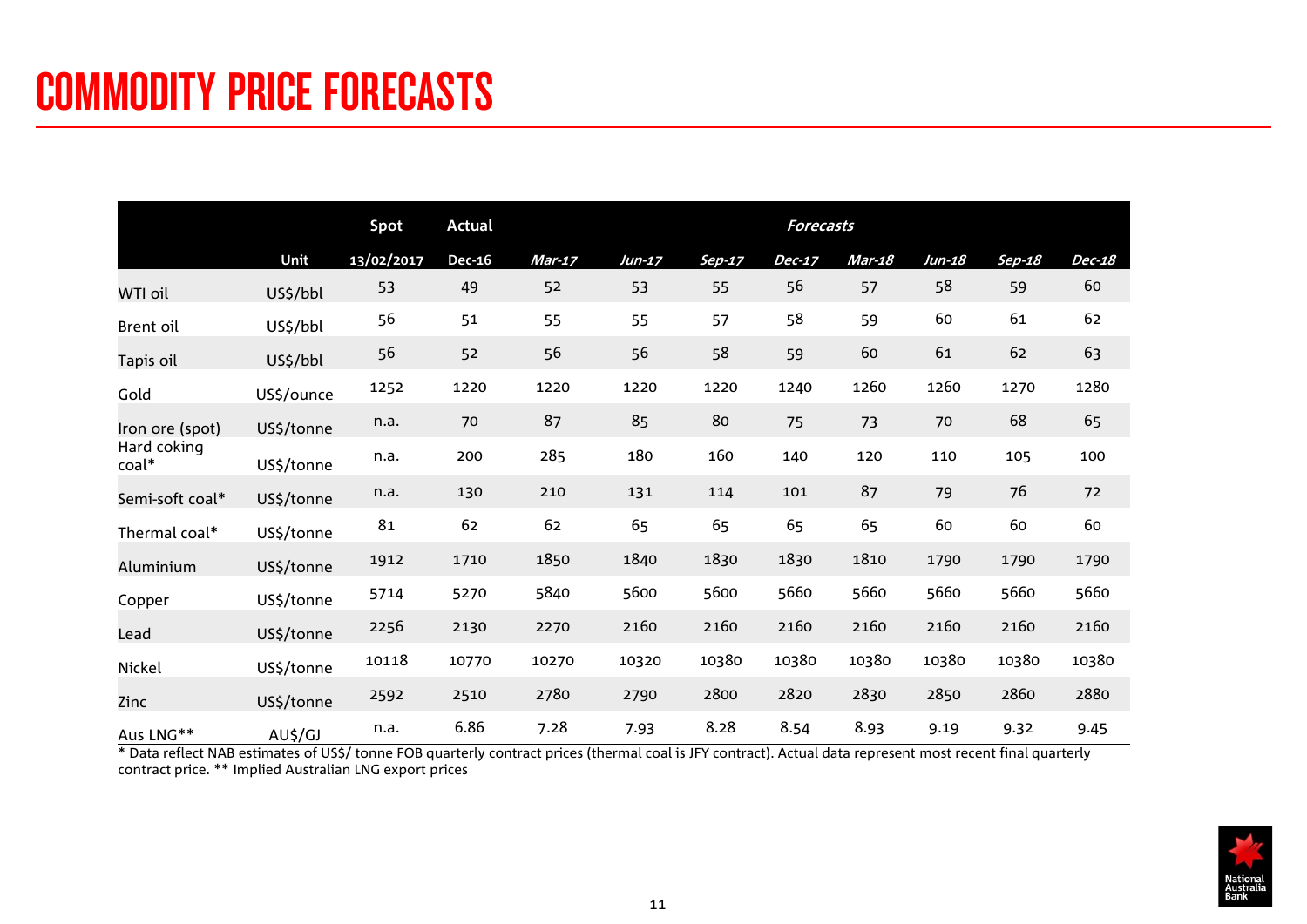# COMMODITY PRICE FORECASTS

| | | Spot | Actual | | | | Forecasts | | | | |
|---|---|---|---|---|---|---|---|---|---|---|---|
| | Unit | 13/02/2017 | Dec-16 | *Mar-17* | *Jun-17* | *Sep-17* | *Dec-17* | *Mar-18* | *Jun-18* | *Sep-18* | *Dec-18* |
| WTI oil | US$/bbl | 53 | 49 | 52 | 53 | 55 | 56 | 57 | 58 | 59 | 60 |
| Brent oil | US$/bbl | 56 | 51 | 55 | 55 | 57 | 58 | 59 | 60 | 61 | 62 |
| Tapis oil | US$/bbl | 56 | 52 | 56 | 56 | 58 | 59 | 60 | 61 | 62 | 63 |
| Gold | US$/ounce | 1252 | 1220 | 1220 | 1220 | 1220 | 1240 | 1260 | 1260 | 1270 | 1280 |
| Iron ore (spot) | US$/tonne | n.a. | 70 | 87 | 85 | 80 | 75 | 73 | 70 | 68 | 65 |
| Hard coking coal* | US$/tonne | n.a. | 200 | 285 | 180 | 160 | 140 | 120 | 110 | 105 | 100 |
| Semi-soft coal* | US$/tonne | n.a. | 130 | 210 | 131 | 114 | 101 | 87 | 79 | 76 | 72 |
| Thermal coal* | US$/tonne | 81 | 62 | 62 | 65 | 65 | 65 | 65 | 60 | 60 | 60 |
| Aluminium | US$/tonne | 1912 | 1710 | 1850 | 1840 | 1830 | 1830 | 1810 | 1790 | 1790 | 1790 |
| Copper | US$/tonne | 5714 | 5270 | 5840 | 5600 | 5600 | 5660 | 5660 | 5660 | 5660 | 5660 |
| Lead | US$/tonne | 2256 | 2130 | 2270 | 2160 | 2160 | 2160 | 2160 | 2160 | 2160 | 2160 |
| Nickel | US$/tonne | 10118 | 10770 | 10270 | 10320 | 10380 | 10380 | 10380 | 10380 | 10380 | 10380 |
| Zinc | US$/tonne | 2592 | 2510 | 2780 | 2790 | 2800 | 2820 | 2830 | 2850 | 2860 | 2880 |
| Aus LNG** | AU$/GJ | n.a. | 6.86 | 7.28 | 7.93 | 8.28 | 8.54 | 8.93 | 9.19 | 9.32 | 9.45 |

* Data reflect NAB estimates of US$/ tonne FOB quarterly contract prices (thermal coal is JFY contract). Actual data represent most recent final quarterly contract price. ** Implied Australian LNG export prices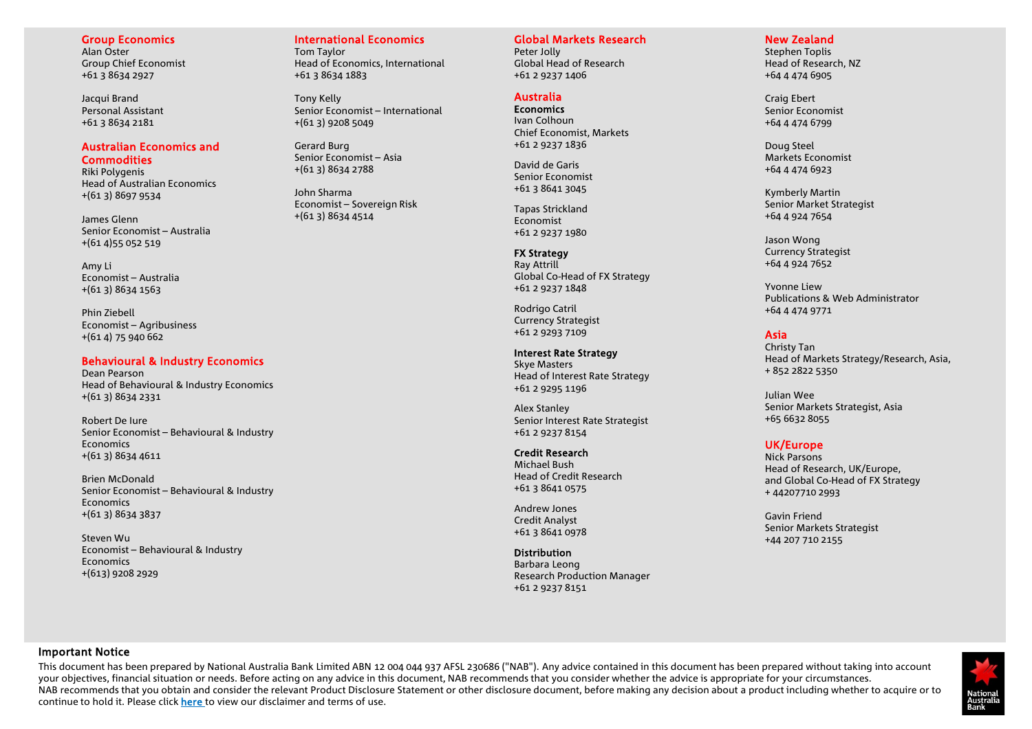## Group Economics

Alan Oster
Group Chief Economist
+61 3 8634 2927

Jacqui Brand
Personal Assistant
+61 3 8634 2181

## Australian Economics and Commodities

Riki Polygenis
Head of Australian Economics
+(61 3) 8697 9534

James Glenn
Senior Economist – Australia
+(61 4)55 052 519

Amy Li
Economist – Australia
+(61 3) 8634 1563

Phin Ziebell
Economist – Agribusiness
+(61 4) 75 940 662

## Behavioural & Industry Economics

Dean Pearson
Head of Behavioural & Industry Economics
+(61 3) 8634 2331

Robert De Iure
Senior Economist – Behavioural & Industry Economics
+(61 3) 8634 4611

Brien McDonald
Senior Economist – Behavioural & Industry Economics
+(61 3) 8634 3837

Steven Wu
Economist – Behavioural & Industry Economics
+(613) 9208 2929

## International Economics

Tom Taylor
Head of Economics, International
+61 3 8634 1883

Tony Kelly
Senior Economist – International
+(61 3) 9208 5049

Gerard Burg
Senior Economist – Asia
+(61 3) 8634 2788

John Sharma
Economist – Sovereign Risk
+(61 3) 8634 4514

## Global Markets Research

Peter Jolly
Global Head of Research
+61 2 9237 1406

## Australia

**Economics**

Ivan Colhoun
Chief Economist, Markets
+61 2 9237 1836

David de Garis
Senior Economist
+61 3 8641 3045

Tapas Strickland
Economist
+61 2 9237 1980

**FX Strategy**

Ray Attrill
Global Co-Head of FX Strategy
+61 2 9237 1848

Rodrigo Catril
Currency Strategist
+61 2 9293 7109

**Interest Rate Strategy**

Skye Masters
Head of Interest Rate Strategy
+61 2 9295 1196

Alex Stanley
Senior Interest Rate Strategist
+61 2 9237 8154

**Credit Research**

Michael Bush
Head of Credit Research
+61 3 8641 0575

Andrew Jones
Credit Analyst
+61 3 8641 0978

**Distribution**

Barbara Leong
Research Production Manager
+61 2 9237 8151

## New Zealand

Stephen Toplis
Head of Research, NZ
+64 4 474 6905

Craig Ebert
Senior Economist
+64 4 474 6799

Doug Steel
Markets Economist
+64 4 474 6923

Kymberly Martin
Senior Market Strategist
+64 4 924 7654

Jason Wong
Currency Strategist
+64 4 924 7652

Yvonne Liew
Publications & Web Administrator
+64 4 474 9771

## Asia

Christy Tan
Head of Markets Strategy/Research, Asia,
+ 852 2822 5350

Julian Wee
Senior Markets Strategist, Asia
+65 6632 8055

## UK/Europe

Nick Parsons
Head of Research, UK/Europe, and Global Co-Head of FX Strategy
+ 44207710 2993

Gavin Friend
Senior Markets Strategist
+44 207 710 2155

## Important Notice

This document has been prepared by National Australia Bank Limited ABN 12 004 044 937 AFSL 230686 ("NAB"). Any advice contained in this document has been prepared without taking into account your objectives, financial situation or needs. Before acting on any advice in this document, NAB recommends that you consider whether the advice is appropriate for your circumstances. NAB recommends that you obtain and consider the relevant Product Disclosure Statement or other disclosure document, before making any decision about a product including whether to acquire or to continue to hold it. Please click **here** to view our disclaimer and terms of use.

National Australia Bank